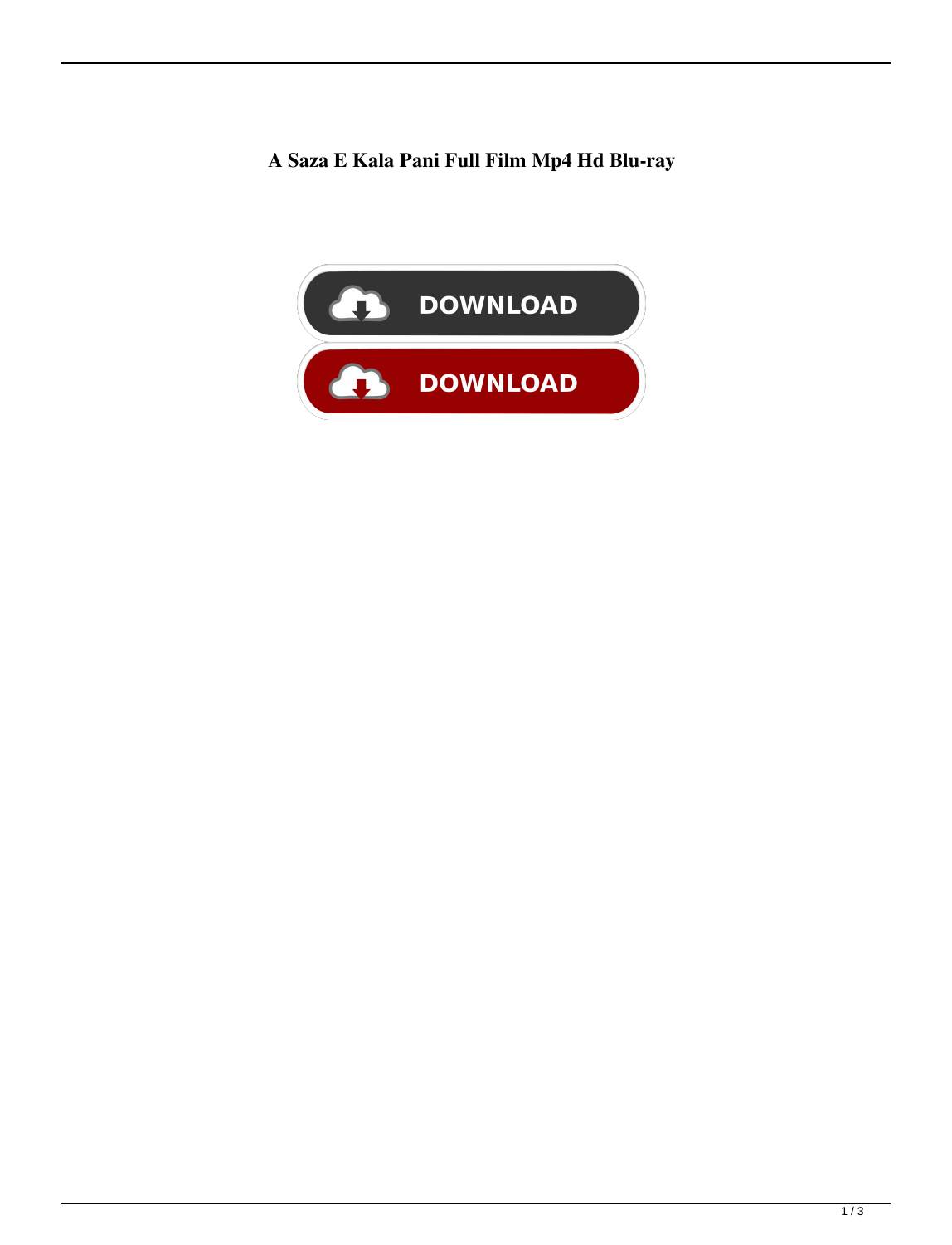**A Saza E Kala Pani Full Film Mp4 Hd Blu-ray**

DOWNLOAD

DOWNLOAD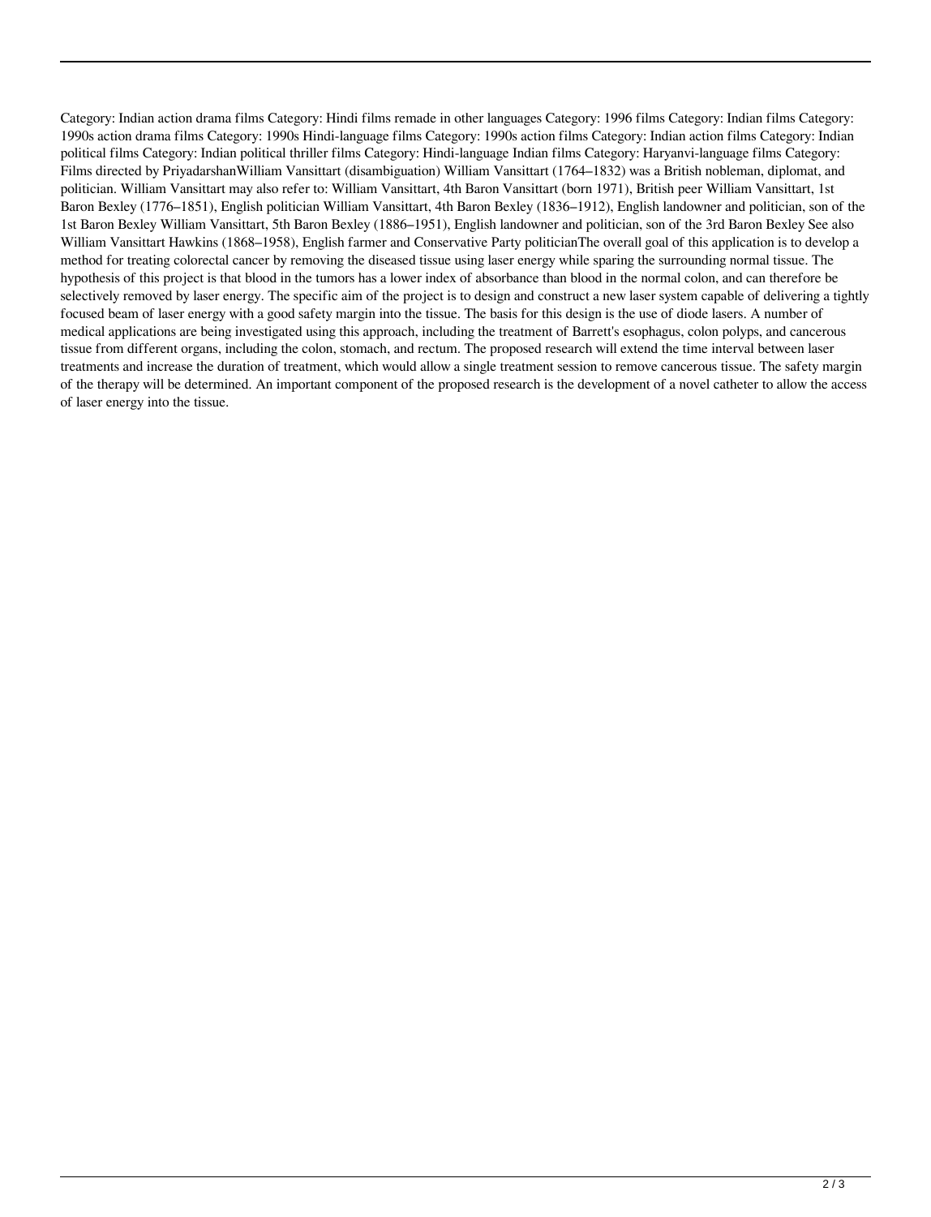Category: Indian action drama films Category: Hindi films remade in other languages Category: 1996 films Category: Indian films Category: 1990s action drama films Category: 1990s Hindi-language films Category: 1990s action films Category: Indian action films Category: Indian political films Category: Indian political thriller films Category: Hindi-language Indian films Category: Haryanvi-language films Category: Films directed by PriyadarshanWilliam Vansittart (disambiguation) William Vansittart (1764–1832) was a British nobleman, diplomat, and politician. William Vansittart may also refer to: William Vansittart, 4th Baron Vansittart (born 1971), British peer William Vansittart, 1st Baron Bexley (1776–1851), English politician William Vansittart, 4th Baron Bexley (1836–1912), English landowner and politician, son of the 1st Baron Bexley William Vansittart, 5th Baron Bexley (1886–1951), English landowner and politician, son of the 3rd Baron Bexley See also William Vansittart Hawkins (1868–1958), English farmer and Conservative Party politicianThe overall goal of this application is to develop a method for treating colorectal cancer by removing the diseased tissue using laser energy while sparing the surrounding normal tissue. The hypothesis of this project is that blood in the tumors has a lower index of absorbance than blood in the normal colon, and can therefore be selectively removed by laser energy. The specific aim of the project is to design and construct a new laser system capable of delivering a tightly focused beam of laser energy with a good safety margin into the tissue. The basis for this design is the use of diode lasers. A number of medical applications are being investigated using this approach, including the treatment of Barrett's esophagus, colon polyps, and cancerous tissue from different organs, including the colon, stomach, and rectum. The proposed research will extend the time interval between laser treatments and increase the duration of treatment, which would allow a single treatment session to remove cancerous tissue. The safety margin of the therapy will be determined. An important component of the proposed research is the development of a novel catheter to allow the access of laser energy into the tissue.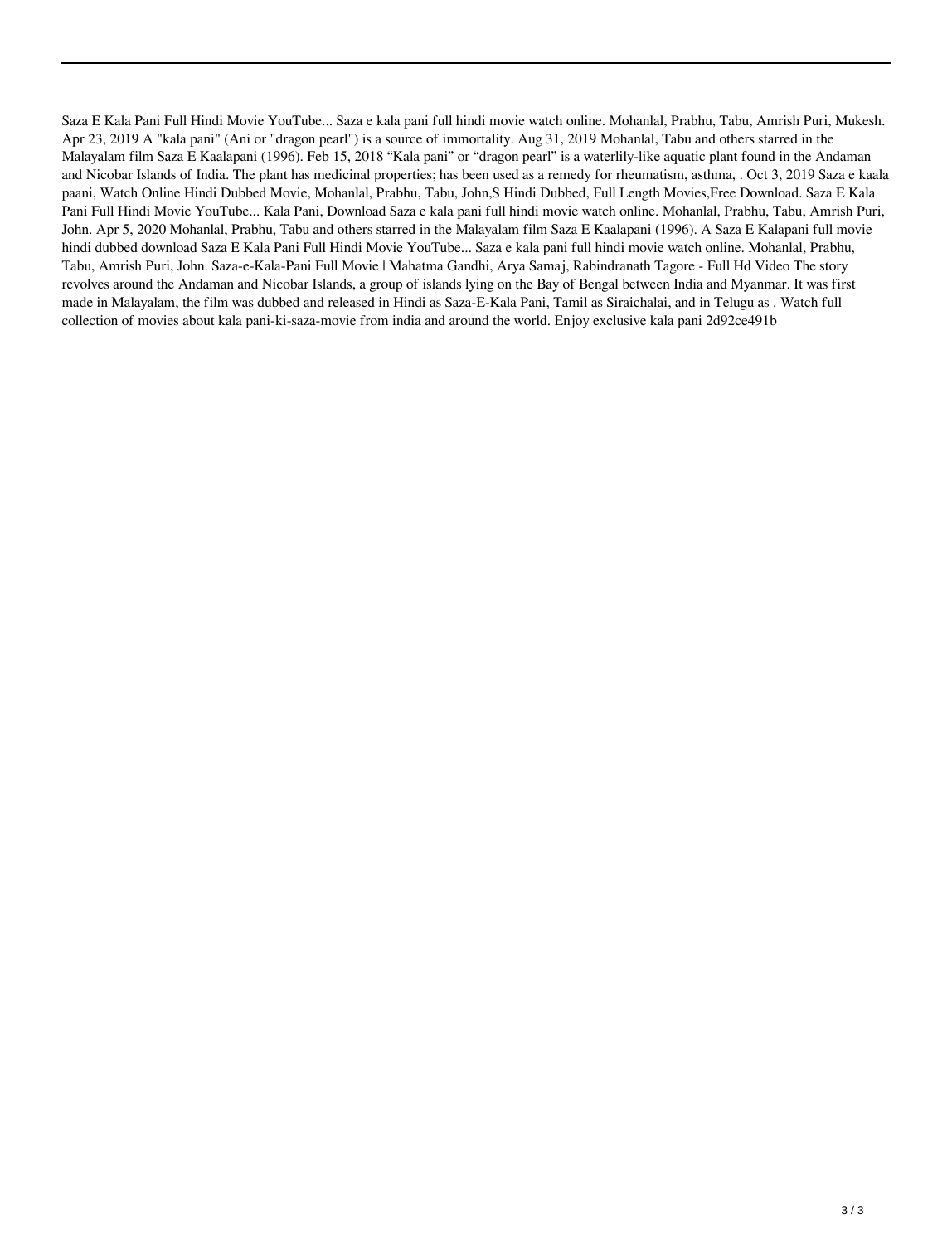Saza E Kala Pani Full Hindi Movie YouTube... Saza e kala pani full hindi movie watch online. Mohanlal, Prabhu, Tabu, Amrish Puri, Mukesh. Apr 23, 2019 A "kala pani" (Ani or "dragon pearl") is a source of immortality. Aug 31, 2019 Mohanlal, Tabu and others starred in the Malayalam film Saza E Kaalapani (1996). Feb 15, 2018 “Kala pani” or “dragon pearl” is a waterlily-like aquatic plant found in the Andaman and Nicobar Islands of India. The plant has medicinal properties; has been used as a remedy for rheumatism, asthma, . Oct 3, 2019 Saza e kaala paani, Watch Online Hindi Dubbed Movie, Mohanlal, Prabhu, Tabu, John,S Hindi Dubbed, Full Length Movies,Free Download. Saza E Kala Pani Full Hindi Movie YouTube... Kala Pani, Download Saza e kala pani full hindi movie watch online. Mohanlal, Prabhu, Tabu, Amrish Puri, John. Apr 5, 2020 Mohanlal, Prabhu, Tabu and others starred in the Malayalam film Saza E Kaalapani (1996). A Saza E Kalapani full movie hindi dubbed download Saza E Kala Pani Full Hindi Movie YouTube... Saza e kala pani full hindi movie watch online. Mohanlal, Prabhu, Tabu, Amrish Puri, John. Saza-e-Kala-Pani Full Movie | Mahatma Gandhi, Arya Samaj, Rabindranath Tagore - Full Hd Video The story revolves around the Andaman and Nicobar Islands, a group of islands lying on the Bay of Bengal between India and Myanmar. It was first made in Malayalam, the film was dubbed and released in Hindi as Saza-E-Kala Pani, Tamil as Siraichalai, and in Telugu as . Watch full collection of movies about kala pani-ki-saza-movie from india and around the world. Enjoy exclusive kala pani 2d92ce491b